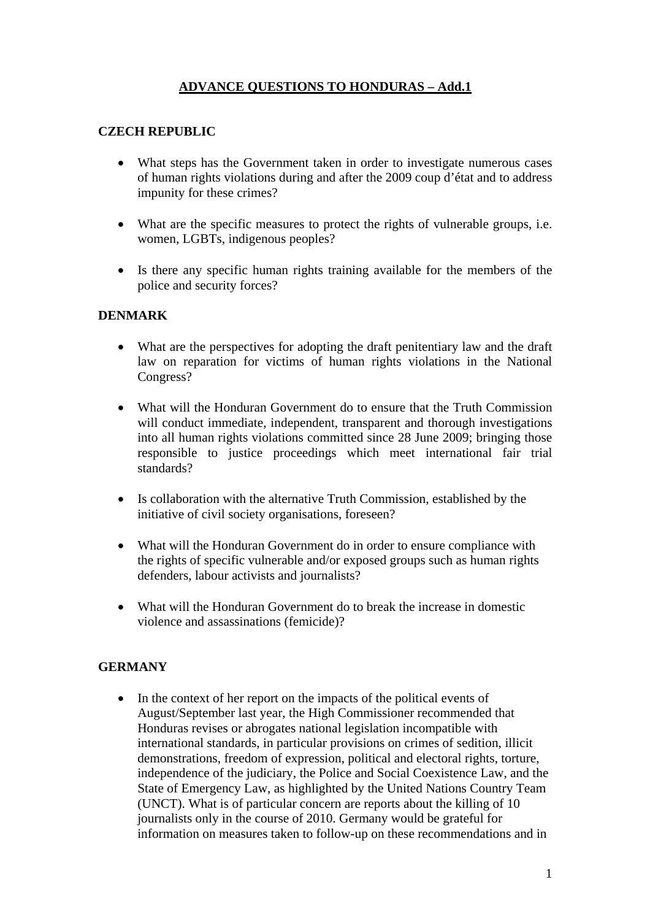# ADVANCE QUESTIONS TO HONDURAS – Add.1

## CZECH REPUBLIC

- What steps has the Government taken in order to investigate numerous cases of human rights violations during and after the 2009 coup d'état and to address impunity for these crimes?
- What are the specific measures to protect the rights of vulnerable groups, i.e. women, LGBTs, indigenous peoples?
- Is there any specific human rights training available for the members of the police and security forces?

## DENMARK

- What are the perspectives for adopting the draft penitentiary law and the draft law on reparation for victims of human rights violations in the National Congress?
- What will the Honduran Government do to ensure that the Truth Commission will conduct immediate, independent, transparent and thorough investigations into all human rights violations committed since 28 June 2009; bringing those responsible to justice proceedings which meet international fair trial standards?
- Is collaboration with the alternative Truth Commission, established by the initiative of civil society organisations, foreseen?
- What will the Honduran Government do in order to ensure compliance with the rights of specific vulnerable and/or exposed groups such as human rights defenders, labour activists and journalists?
- What will the Honduran Government do to break the increase in domestic violence and assassinations (femicide)?

## GERMANY

- In the context of her report on the impacts of the political events of August/September last year, the High Commissioner recommended that Honduras revises or abrogates national legislation incompatible with international standards, in particular provisions on crimes of sedition, illicit demonstrations, freedom of expression, political and electoral rights, torture, independence of the judiciary, the Police and Social Coexistence Law, and the State of Emergency Law, as highlighted by the United Nations Country Team (UNCT). What is of particular concern are reports about the killing of 10 journalists only in the course of 2010. Germany would be grateful for information on measures taken to follow-up on these recommendations and in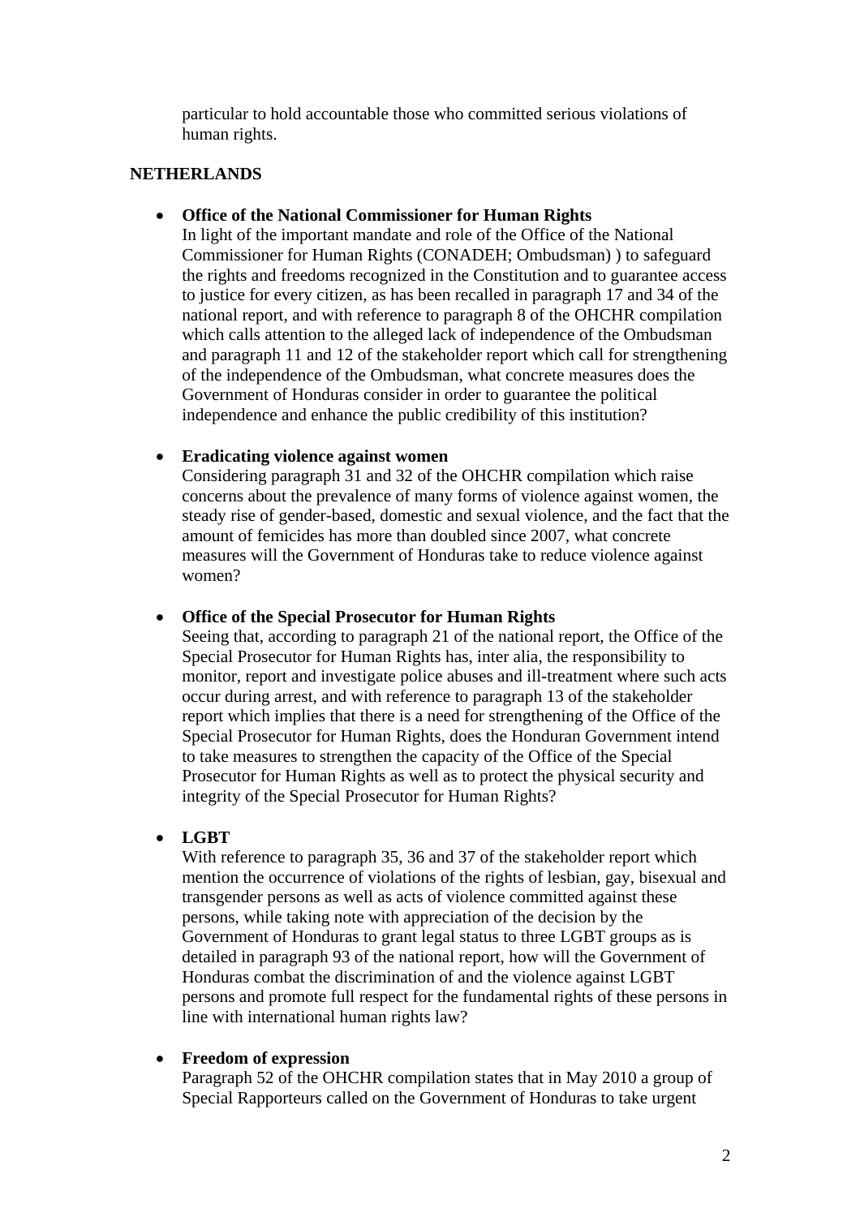particular to hold accountable those who committed serious violations of human rights.

**NETHERLANDS**

- **Office of the National Commissioner for Human Rights**
  In light of the important mandate and role of the Office of the National Commissioner for Human Rights (CONADEH; Ombudsman) ) to safeguard the rights and freedoms recognized in the Constitution and to guarantee access to justice for every citizen, as has been recalled in paragraph 17 and 34 of the national report, and with reference to paragraph 8 of the OHCHR compilation which calls attention to the alleged lack of independence of the Ombudsman and paragraph 11 and 12 of the stakeholder report which call for strengthening of the independence of the Ombudsman, what concrete measures does the Government of Honduras consider in order to guarantee the political independence and enhance the public credibility of this institution?

- **Eradicating violence against women**
  Considering paragraph 31 and 32 of the OHCHR compilation which raise concerns about the prevalence of many forms of violence against women, the steady rise of gender-based, domestic and sexual violence, and the fact that the amount of femicides has more than doubled since 2007, what concrete measures will the Government of Honduras take to reduce violence against women?

- **Office of the Special Prosecutor for Human Rights**
  Seeing that, according to paragraph 21 of the national report, the Office of the Special Prosecutor for Human Rights has, inter alia, the responsibility to monitor, report and investigate police abuses and ill-treatment where such acts occur during arrest, and with reference to paragraph 13 of the stakeholder report which implies that there is a need for strengthening of the Office of the Special Prosecutor for Human Rights, does the Honduran Government intend to take measures to strengthen the capacity of the Office of the Special Prosecutor for Human Rights as well as to protect the physical security and integrity of the Special Prosecutor for Human Rights?

- **LGBT**
  With reference to paragraph 35, 36 and 37 of the stakeholder report which mention the occurrence of violations of the rights of lesbian, gay, bisexual and transgender persons as well as acts of violence committed against these persons, while taking note with appreciation of the decision by the Government of Honduras to grant legal status to three LGBT groups as is detailed in paragraph 93 of the national report, how will the Government of Honduras combat the discrimination of and the violence against LGBT persons and promote full respect for the fundamental rights of these persons in line with international human rights law?

- **Freedom of expression**
  Paragraph 52 of the OHCHR compilation states that in May 2010 a group of Special Rapporteurs called on the Government of Honduras to take urgent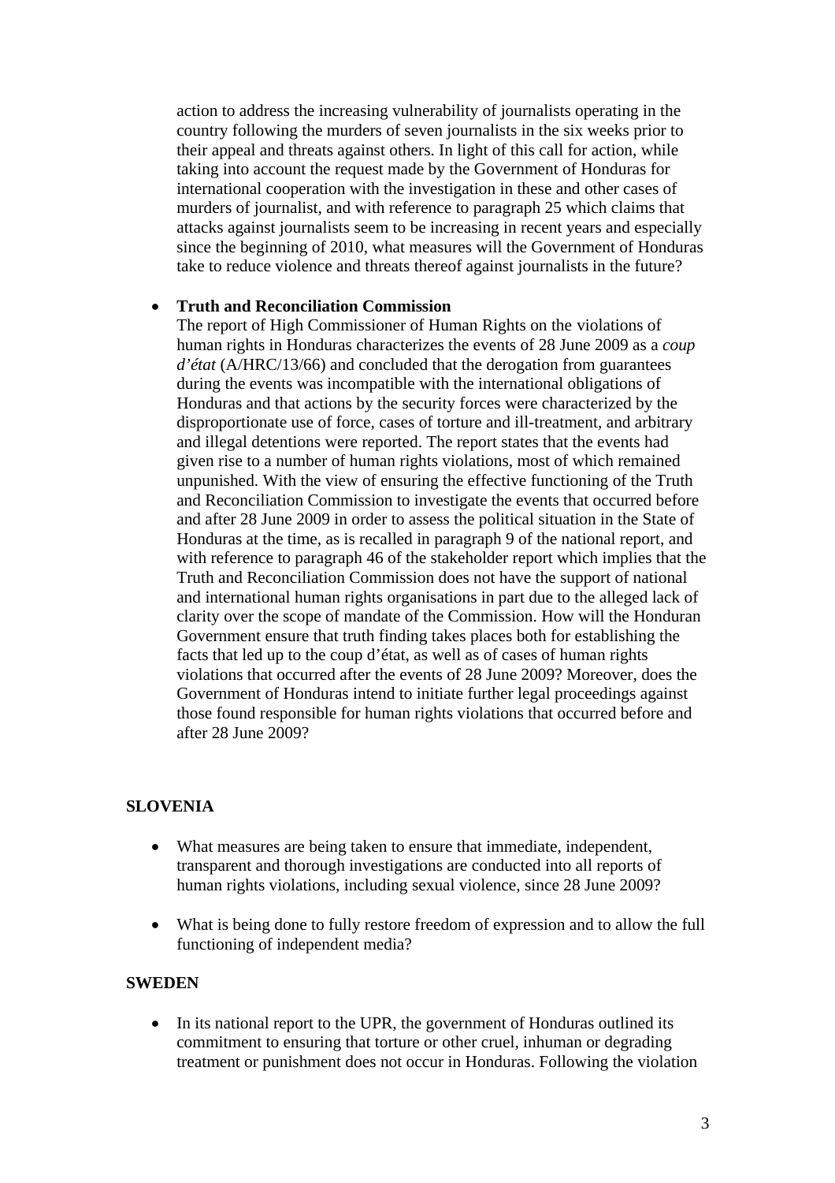action to address the increasing vulnerability of journalists operating in the country following the murders of seven journalists in the six weeks prior to their appeal and threats against others. In light of this call for action, while taking into account the request made by the Government of Honduras for international cooperation with the investigation in these and other cases of murders of journalist, and with reference to paragraph 25 which claims that attacks against journalists seem to be increasing in recent years and especially since the beginning of 2010, what measures will the Government of Honduras take to reduce violence and threats thereof against journalists in the future?

- **Truth and Reconciliation Commission**
  The report of High Commissioner of Human Rights on the violations of human rights in Honduras characterizes the events of 28 June 2009 as a *coup d'état* (A/HRC/13/66) and concluded that the derogation from guarantees during the events was incompatible with the international obligations of Honduras and that actions by the security forces were characterized by the disproportionate use of force, cases of torture and ill-treatment, and arbitrary and illegal detentions were reported. The report states that the events had given rise to a number of human rights violations, most of which remained unpunished. With the view of ensuring the effective functioning of the Truth and Reconciliation Commission to investigate the events that occurred before and after 28 June 2009 in order to assess the political situation in the State of Honduras at the time, as is recalled in paragraph 9 of the national report, and with reference to paragraph 46 of the stakeholder report which implies that the Truth and Reconciliation Commission does not have the support of national and international human rights organisations in part due to the alleged lack of clarity over the scope of mandate of the Commission. How will the Honduran Government ensure that truth finding takes places both for establishing the facts that led up to the coup d'état, as well as of cases of human rights violations that occurred after the events of 28 June 2009? Moreover, does the Government of Honduras intend to initiate further legal proceedings against those found responsible for human rights violations that occurred before and after 28 June 2009?

## SLOVENIA

- What measures are being taken to ensure that immediate, independent, transparent and thorough investigations are conducted into all reports of human rights violations, including sexual violence, since 28 June 2009?

- What is being done to fully restore freedom of expression and to allow the full functioning of independent media?

## SWEDEN

- In its national report to the UPR, the government of Honduras outlined its commitment to ensuring that torture or other cruel, inhuman or degrading treatment or punishment does not occur in Honduras. Following the violation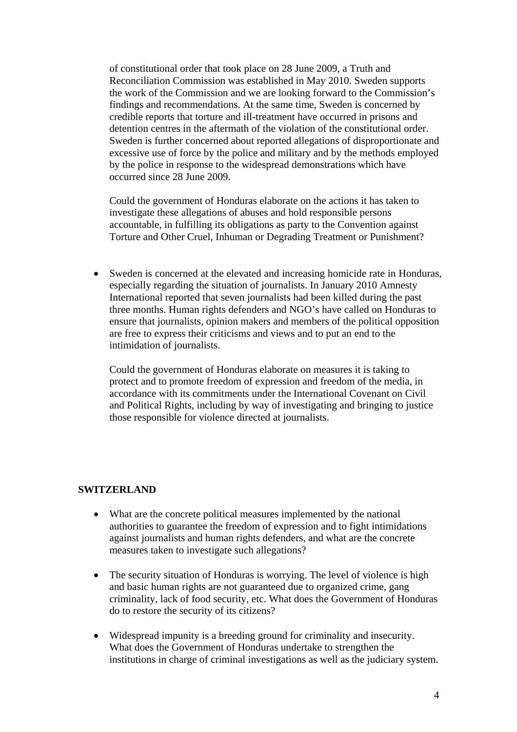of constitutional order that took place on 28 June 2009, a Truth and Reconciliation Commission was established in May 2010. Sweden supports the work of the Commission and we are looking forward to the Commission's findings and recommendations. At the same time, Sweden is concerned by credible reports that torture and ill-treatment have occurred in prisons and detention centres in the aftermath of the violation of the constitutional order. Sweden is further concerned about reported allegations of disproportionate and excessive use of force by the police and military and by the methods employed by the police in response to the widespread demonstrations which have occurred since 28 June 2009.

Could the government of Honduras elaborate on the actions it has taken to investigate these allegations of abuses and hold responsible persons accountable, in fulfilling its obligations as party to the Convention against Torture and Other Cruel, Inhuman or Degrading Treatment or Punishment?

- Sweden is concerned at the elevated and increasing homicide rate in Honduras, especially regarding the situation of journalists. In January 2010 Amnesty International reported that seven journalists had been killed during the past three months. Human rights defenders and NGO's have called on Honduras to ensure that journalists, opinion makers and members of the political opposition are free to express their criticisms and views and to put an end to the intimidation of journalists.

  Could the government of Honduras elaborate on measures it is taking to protect and to promote freedom of expression and freedom of the media, in accordance with its commitments under the International Covenant on Civil and Political Rights, including by way of investigating and bringing to justice those responsible for violence directed at journalists.

**SWITZERLAND**

- What are the concrete political measures implemented by the national authorities to guarantee the freedom of expression and to fight intimidations against journalists and human rights defenders, and what are the concrete measures taken to investigate such allegations?

- The security situation of Honduras is worrying. The level of violence is high and basic human rights are not guaranteed due to organized crime, gang criminality, lack of food security, etc. What does the Government of Honduras do to restore the security of its citizens?

- Widespread impunity is a breeding ground for criminality and insecurity. What does the Government of Honduras undertake to strengthen the institutions in charge of criminal investigations as well as the judiciary system.